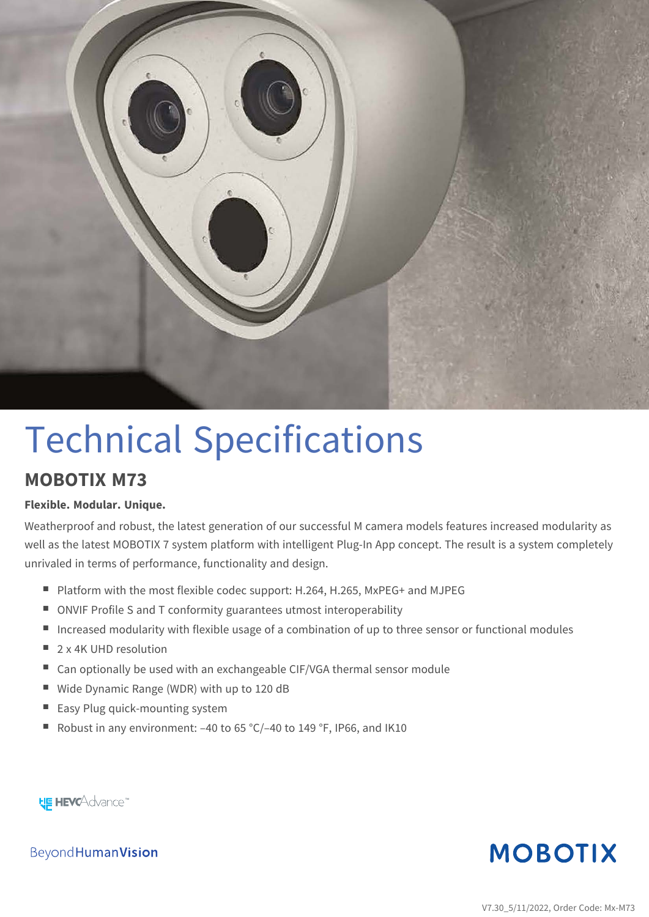# Technical Specifications

## MOBOTIX M73

**Flexible. Modular. Unique.**

Weatherproof and robust, the latest generation of our successful M camera models features increased modularity as well as the latest MOBOTIX 7 system platform with intelligent Plug-In App concept. The result is a system completely unrivaled in terms of performance, functionality and design.

- Platform with the most flexible codec support: H.264, H.265, MxPEG+ and MJPEG
- ONVIF Profile S and T conformity guarantees utmost interoperability
- Increased modularity with flexible usage of a combination of up to three sensor or functional modules
- 2 x 4K UHD resolution
- Can optionally be used with an exchangeable CIF/VGA thermal sensor module
- Wide Dynamic Range (WDR) with up to 120 dB
- Easy Plug quick-mounting system
- Robust in any environment: –40 to 65 °C/–40 to 149 °F, IP66, and IK10

HEVCAdvance™

BeyondHumanVision

MOBOTIX

V7.30_5/11/2022, Order Code: Mx-M73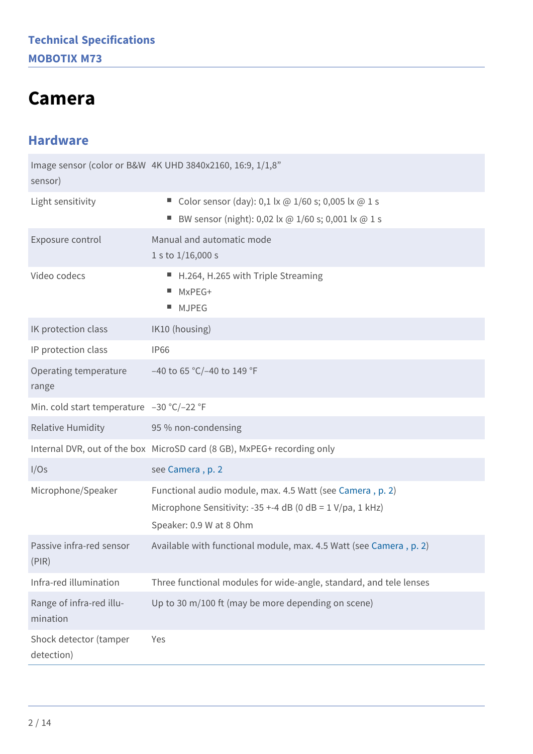# Camera

## Hardware

| | |
|---|---|
| Image sensor (color or B&W sensor) | 4K UHD 3840x2160, 16:9, 1/1,8” |
| Light sensitivity | ■ Color sensor (day): 0,1 lx @ 1/60 s; 0,005 lx @ 1 s<br>■ BW sensor (night): 0,02 lx @ 1/60 s; 0,001 lx @ 1 s |
| Exposure control | Manual and automatic mode<br>1 s to 1/16,000 s |
| Video codecs | ■ H.264, H.265 with Triple Streaming<br>■ MxPEG+<br>■ MJPEG |
| IK protection class | IK10 (housing) |
| IP protection class | IP66 |
| Operating temperature range | –40 to 65 °C/–40 to 149 °F |
| Min. cold start temperature | –30 °C/–22 °F |
| Relative Humidity | 95 % non-condensing |
| Internal DVR, out of the box | MicroSD card (8 GB), MxPEG+ recording only |
| I/Os | see Camera , p. 2 |
| Microphone/Speaker | Functional audio module, max. 4.5 Watt (see Camera , p. 2)<br>Microphone Sensitivity: -35 +-4 dB (0 dB = 1 V/pa, 1 kHz)<br>Speaker: 0.9 W at 8 Ohm |
| Passive infra-red sensor (PIR) | Available with functional module, max. 4.5 Watt (see Camera , p. 2) |
| Infra-red illumination | Three functional modules for wide-angle, standard, and tele lenses |
| Range of infra-red illumination | Up to 30 m/100 ft (may be more depending on scene) |
| Shock detector (tamper detection) | Yes |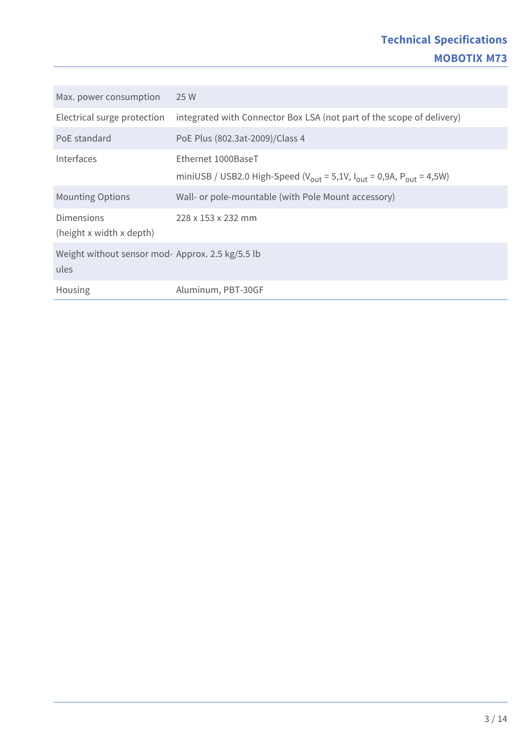| | |
|---|---|
| Max. power consumption | 25 W |
| Electrical surge protection | integrated with Connector Box LSA (not part of the scope of delivery) |
| PoE standard | PoE Plus (802.3at-2009)/Class 4 |
| Interfaces | Ethernet 1000BaseT<br>miniUSB / USB2.0 High-Speed ($V_{out}$ = 5,1V, $I_{out}$ = 0,9A, $P_{out}$ = 4,5W) |
| Mounting Options | Wall- or pole-mountable (with Pole Mount accessory) |
| Dimensions (height x width x depth) | 228 x 153 x 232 mm |
| Weight without sensor modules | Approx. 2.5 kg/5.5 lb |
| Housing | Aluminum, PBT-30GF |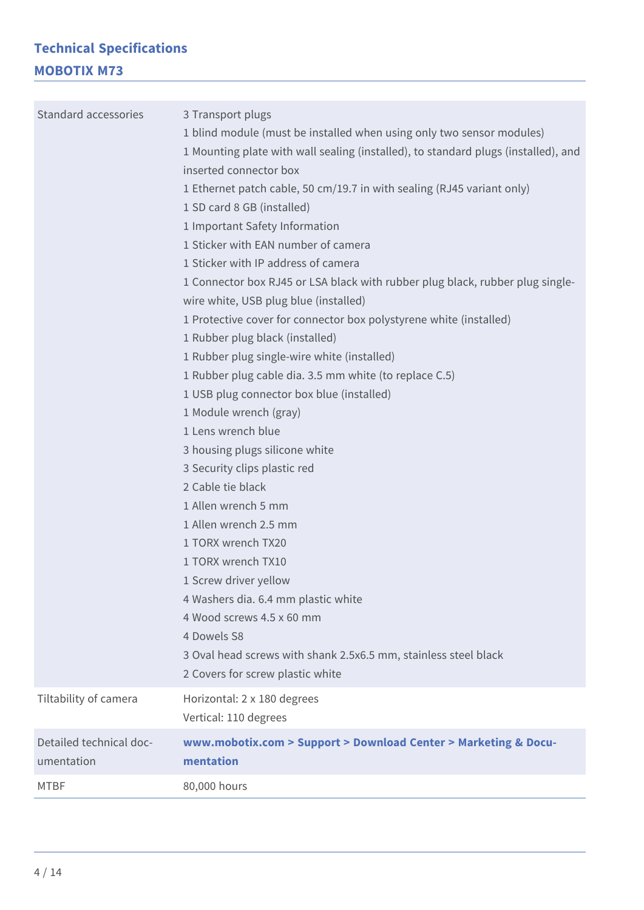## Technical Specifications

### MOBOTIX M73

| | |
|---|---|
| Standard accessories | 3 Transport plugs<br>1 blind module (must be installed when using only two sensor modules)<br>1 Mounting plate with wall sealing (installed), to standard plugs (installed), and inserted connector box<br>1 Ethernet patch cable, 50 cm/19.7 in with sealing (RJ45 variant only)<br>1 SD card 8 GB (installed)<br>1 Important Safety Information<br>1 Sticker with EAN number of camera<br>1 Sticker with IP address of camera<br>1 Connector box RJ45 or LSA black with rubber plug black, rubber plug single-wire white, USB plug blue (installed)<br>1 Protective cover for connector box polystyrene white (installed)<br>1 Rubber plug black (installed)<br>1 Rubber plug single-wire white (installed)<br>1 Rubber plug cable dia. 3.5 mm white (to replace C.5)<br>1 USB plug connector box blue (installed)<br>1 Module wrench (gray)<br>1 Lens wrench blue<br>3 housing plugs silicone white<br>3 Security clips plastic red<br>2 Cable tie black<br>1 Allen wrench 5 mm<br>1 Allen wrench 2.5 mm<br>1 TORX wrench TX20<br>1 TORX wrench TX10<br>1 Screw driver yellow<br>4 Washers dia. 6.4 mm plastic white<br>4 Wood screws 4.5 x 60 mm<br>4 Dowels S8<br>3 Oval head screws with shank 2.5x6.5 mm, stainless steel black<br>2 Covers for screw plastic white |
| Tiltability of camera | Horizontal: 2 x 180 degrees<br>Vertical: 110 degrees |
| Detailed technical documentation | **www.mobotix.com > Support > Download Center > Marketing & Documentation** |
| MTBF | 80,000 hours |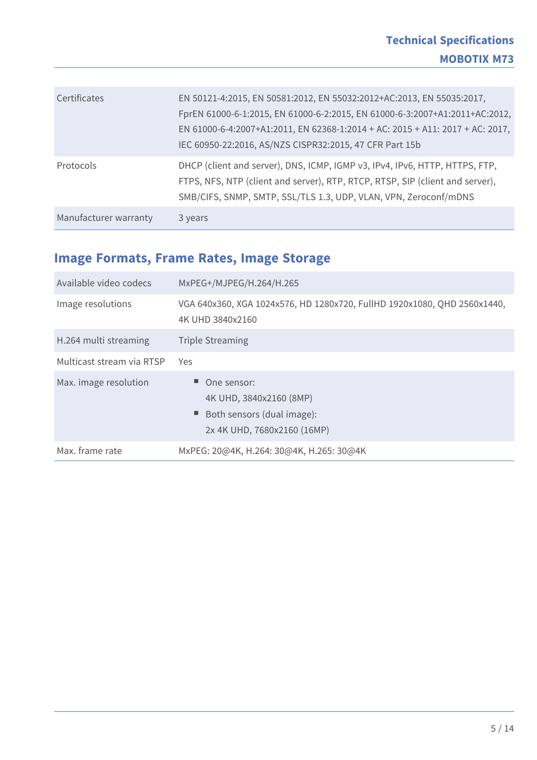| | |
|---|---|
| Certificates | EN 50121-4:2015, EN 50581:2012, EN 55032:2012+AC:2013, EN 55035:2017, FprEN 61000-6-1:2015, EN 61000-6-2:2015, EN 61000-6-3:2007+A1:2011+AC:2012, EN 61000-6-4:2007+A1:2011, EN 62368-1:2014 + AC: 2015 + A11: 2017 + AC: 2017, IEC 60950-22:2016, AS/NZS CISPR32:2015, 47 CFR Part 15b |
| Protocols | DHCP (client and server), DNS, ICMP, IGMP v3, IPv4, IPv6, HTTP, HTTPS, FTP, FTPS, NFS, NTP (client and server), RTP, RTCP, RTSP, SIP (client and server), SMB/CIFS, SNMP, SMTP, SSL/TLS 1.3, UDP, VLAN, VPN, Zeroconf/mDNS |
| Manufacturer warranty | 3 years |

## Image Formats, Frame Rates, Image Storage

| | |
|---|---|
| Available video codecs | MxPEG+/MJPEG/H.264/H.265 |
| Image resolutions | VGA 640x360, XGA 1024x576, HD 1280x720, FullHD 1920x1080, QHD 2560x1440, 4K UHD 3840x2160 |
| H.264 multi streaming | Triple Streaming |
| Multicast stream via RTSP | Yes |
| Max. image resolution | ■ One sensor: 4K UHD, 3840x2160 (8MP)<br>■ Both sensors (dual image): 2x 4K UHD, 7680x2160 (16MP) |
| Max. frame rate | MxPEG: 20@4K, H.264: 30@4K, H.265: 30@4K |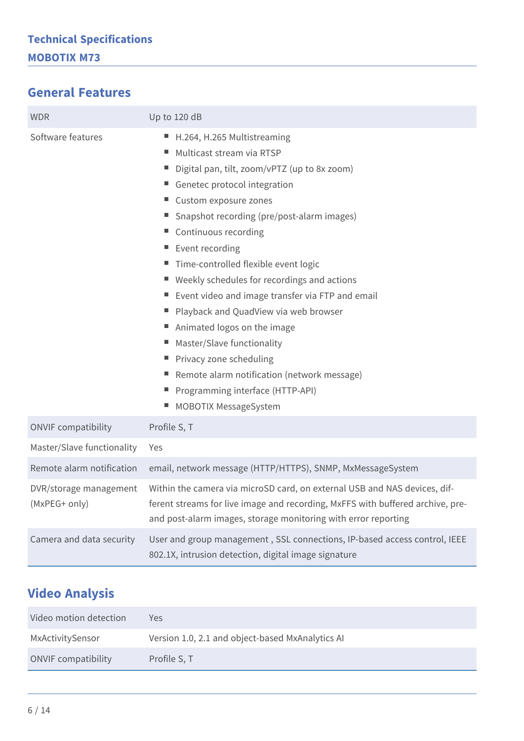# Technical Specifications

## MOBOTIX M73

## General Features

| | |
|---|---|
| WDR | Up to 120 dB |
| Software features | ■ H.264, H.265 Multistreaming<br>■ Multicast stream via RTSP<br>■ Digital pan, tilt, zoom/vPTZ (up to 8x zoom)<br>■ Genetec protocol integration<br>■ Custom exposure zones<br>■ Snapshot recording (pre/post-alarm images)<br>■ Continuous recording<br>■ Event recording<br>■ Time-controlled flexible event logic<br>■ Weekly schedules for recordings and actions<br>■ Event video and image transfer via FTP and email<br>■ Playback and QuadView via web browser<br>■ Animated logos on the image<br>■ Master/Slave functionality<br>■ Privacy zone scheduling<br>■ Remote alarm notification (network message)<br>■ Programming interface (HTTP-API)<br>■ MOBOTIX MessageSystem |
| ONVIF compatibility | Profile S, T |
| Master/Slave functionality | Yes |
| Remote alarm notification | email, network message (HTTP/HTTPS), SNMP, MxMessageSystem |
| DVR/storage management (MxPEG+ only) | Within the camera via microSD card, on external USB and NAS devices, different streams for live image and recording, MxFFS with buffered archive, pre- and post-alarm images, storage monitoring with error reporting |
| Camera and data security | User and group management , SSL connections, IP-based access control, IEEE 802.1X, intrusion detection, digital image signature |

## Video Analysis

| | |
|---|---|
| Video motion detection | Yes |
| MxActivitySensor | Version 1.0, 2.1 and object-based MxAnalytics AI |
| ONVIF compatibility | Profile S, T |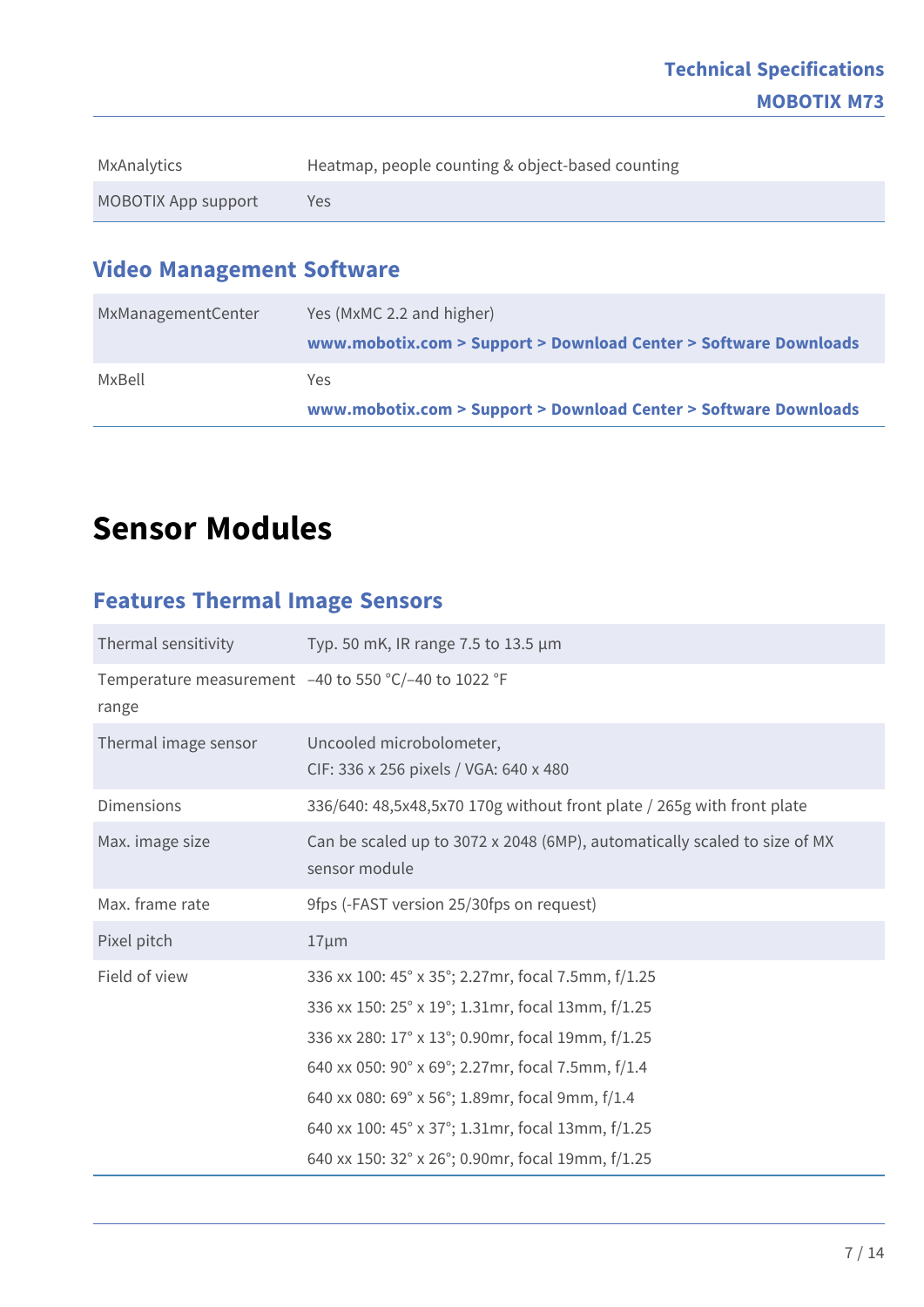| | |
|---|---|
| MxAnalytics | Heatmap, people counting & object-based counting |
| MOBOTIX App support | Yes |

## Video Management Software

| | |
|---|---|
| MxManagementCenter | Yes (MxMC 2.2 and higher)<br>**www.mobotix.com > Support > Download Center > Software Downloads** |
| MxBell | Yes<br>**www.mobotix.com > Support > Download Center > Software Downloads** |

# Sensor Modules

## Features Thermal Image Sensors

| | |
|---|---|
| Thermal sensitivity | Typ. 50 mK, IR range 7.5 to 13.5 µm |
| Temperature measurement range | –40 to 550 °C/–40 to 1022 °F |
| Thermal image sensor | Uncooled microbolometer,<br>CIF: 336 x 256 pixels / VGA: 640 x 480 |
| Dimensions | 336/640: 48,5x48,5x70 170g without front plate / 265g with front plate |
| Max. image size | Can be scaled up to 3072 x 2048 (6MP), automatically scaled to size of MX sensor module |
| Max. frame rate | 9fps (-FAST version 25/30fps on request) |
| Pixel pitch | 17µm |
| Field of view | 336 xx 100: 45° x 35°; 2.27mr, focal 7.5mm, f/1.25<br>336 xx 150: 25° x 19°; 1.31mr, focal 13mm, f/1.25<br>336 xx 280: 17° x 13°; 0.90mr, focal 19mm, f/1.25<br>640 xx 050: 90° x 69°; 2.27mr, focal 7.5mm, f/1.4<br>640 xx 080: 69° x 56°; 1.89mr, focal 9mm, f/1.4<br>640 xx 100: 45° x 37°; 1.31mr, focal 13mm, f/1.25<br>640 xx 150: 32° x 26°; 0.90mr, focal 19mm, f/1.25 |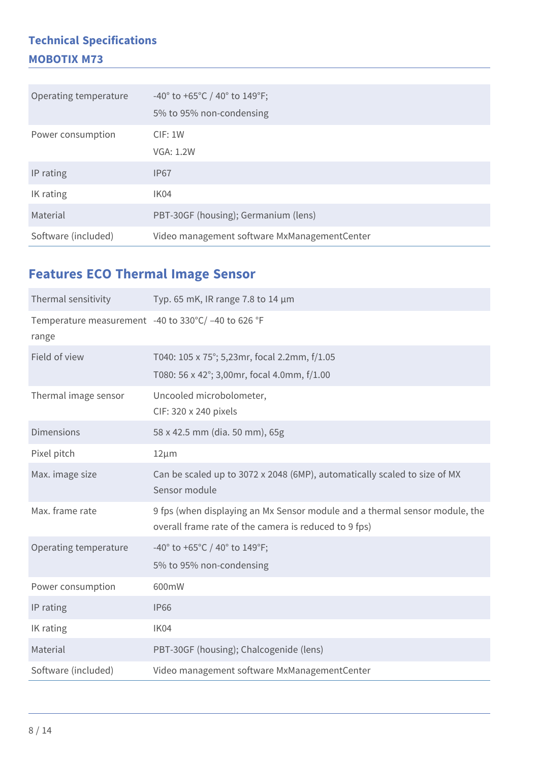## Technical Specifications

### MOBOTIX M73

| | |
|---|---|
| Operating temperature | -40° to +65°C / 40° to 149°F;<br>5% to 95% non-condensing |
| Power consumption | CIF: 1W<br>VGA: 1.2W |
| IP rating | IP67 |
| IK rating | IK04 |
| Material | PBT-30GF (housing); Germanium (lens) |
| Software (included) | Video management software MxManagementCenter |

## Features ECO Thermal Image Sensor

| | |
|---|---|
| Thermal sensitivity | Typ. 65 mK, IR range 7.8 to 14 µm |
| Temperature measurement range | -40 to 330°C/ –40 to 626 °F |
| Field of view | T040: 105 x 75°; 5,23mr, focal 2.2mm, f/1.05<br>T080: 56 x 42°; 3,00mr, focal 4.0mm, f/1.00 |
| Thermal image sensor | Uncooled microbolometer,<br>CIF: 320 x 240 pixels |
| Dimensions | 58 x 42.5 mm (dia. 50 mm), 65g |
| Pixel pitch | 12µm |
| Max. image size | Can be scaled up to 3072 x 2048 (6MP), automatically scaled to size of MX Sensor module |
| Max. frame rate | 9 fps (when displaying an Mx Sensor module and a thermal sensor module, the overall frame rate of the camera is reduced to 9 fps) |
| Operating temperature | -40° to +65°C / 40° to 149°F;<br>5% to 95% non-condensing |
| Power consumption | 600mW |
| IP rating | IP66 |
| IK rating | IK04 |
| Material | PBT-30GF (housing); Chalcogenide (lens) |
| Software (included) | Video management software MxManagementCenter |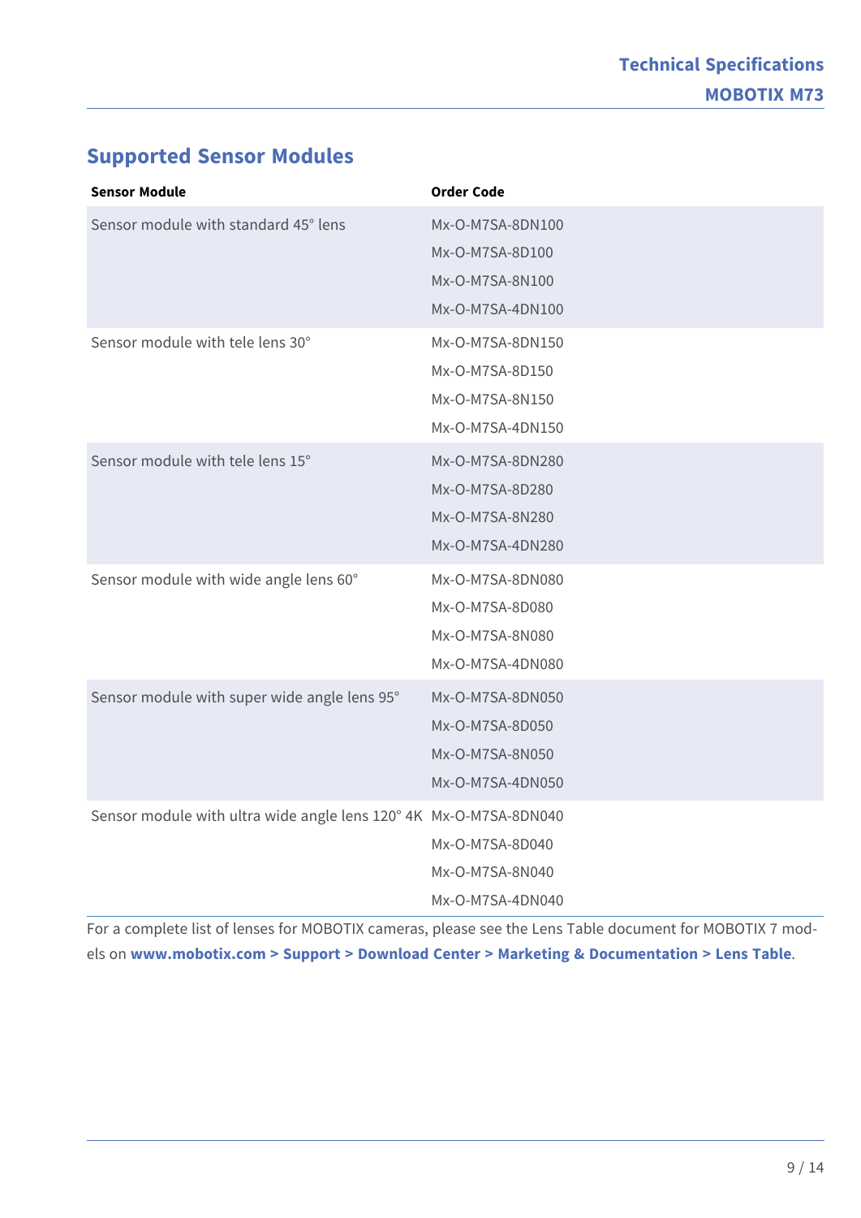## Supported Sensor Modules

| Sensor Module | Order Code |
|---|---|
| Sensor module with standard 45° lens | Mx-O-M7SA-8DN100<br>Mx-O-M7SA-8D100<br>Mx-O-M7SA-8N100<br>Mx-O-M7SA-4DN100 |
| Sensor module with tele lens 30° | Mx-O-M7SA-8DN150<br>Mx-O-M7SA-8D150<br>Mx-O-M7SA-8N150<br>Mx-O-M7SA-4DN150 |
| Sensor module with tele lens 15° | Mx-O-M7SA-8DN280<br>Mx-O-M7SA-8D280<br>Mx-O-M7SA-8N280<br>Mx-O-M7SA-4DN280 |
| Sensor module with wide angle lens 60° | Mx-O-M7SA-8DN080<br>Mx-O-M7SA-8D080<br>Mx-O-M7SA-8N080<br>Mx-O-M7SA-4DN080 |
| Sensor module with super wide angle lens 95° | Mx-O-M7SA-8DN050<br>Mx-O-M7SA-8D050<br>Mx-O-M7SA-8N050<br>Mx-O-M7SA-4DN050 |
| Sensor module with ultra wide angle lens 120° 4K | Mx-O-M7SA-8DN040<br>Mx-O-M7SA-8D040<br>Mx-O-M7SA-8N040<br>Mx-O-M7SA-4DN040 |

For a complete list of lenses for MOBOTIX cameras, please see the Lens Table document for MOBOTIX 7 models on **www.mobotix.com > Support > Download Center > Marketing & Documentation > Lens Table**.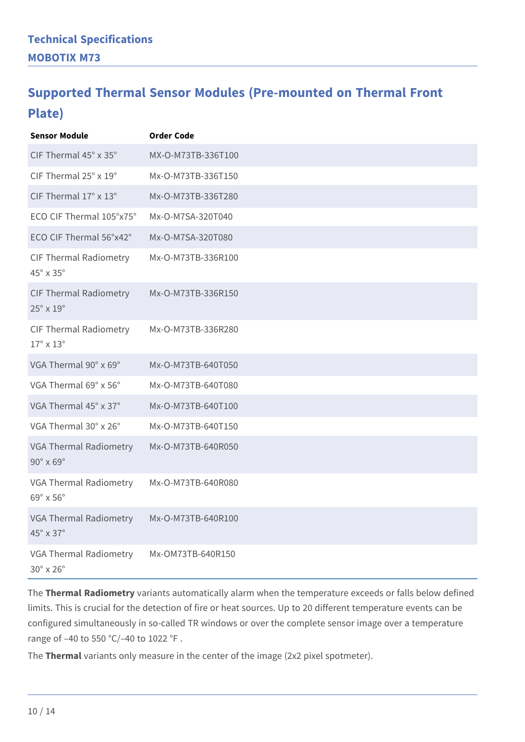## Supported Thermal Sensor Modules (Pre-mounted on Thermal Front Plate)

| Sensor Module | Order Code |
|---|---|
| CIF Thermal 45° x 35° | MX-O-M73TB-336T100 |
| CIF Thermal 25° x 19° | Mx-O-M73TB-336T150 |
| CIF Thermal 17° x 13° | Mx-O-M73TB-336T280 |
| ECO CIF Thermal 105°x75° | Mx-O-M7SA-320T040 |
| ECO CIF Thermal 56°x42° | Mx-O-M7SA-320T080 |
| CIF Thermal Radiometry 45° x 35° | Mx-O-M73TB-336R100 |
| CIF Thermal Radiometry 25° x 19° | Mx-O-M73TB-336R150 |
| CIF Thermal Radiometry 17° x 13° | Mx-O-M73TB-336R280 |
| VGA Thermal 90° x 69° | Mx-O-M73TB-640T050 |
| VGA Thermal 69° x 56° | Mx-O-M73TB-640T080 |
| VGA Thermal 45° x 37° | Mx-O-M73TB-640T100 |
| VGA Thermal 30° x 26° | Mx-O-M73TB-640T150 |
| VGA Thermal Radiometry 90° x 69° | Mx-O-M73TB-640R050 |
| VGA Thermal Radiometry 69° x 56° | Mx-O-M73TB-640R080 |
| VGA Thermal Radiometry 45° x 37° | Mx-O-M73TB-640R100 |
| VGA Thermal Radiometry 30° x 26° | Mx-OM73TB-640R150 |

The **Thermal Radiometry** variants automatically alarm when the temperature exceeds or falls below defined limits. This is crucial for the detection of fire or heat sources. Up to 20 different temperature events can be configured simultaneously in so-called TR windows or over the complete sensor image over a temperature range of –40 to 550 °C/–40 to 1022 °F .

The **Thermal** variants only measure in the center of the image (2x2 pixel spotmeter).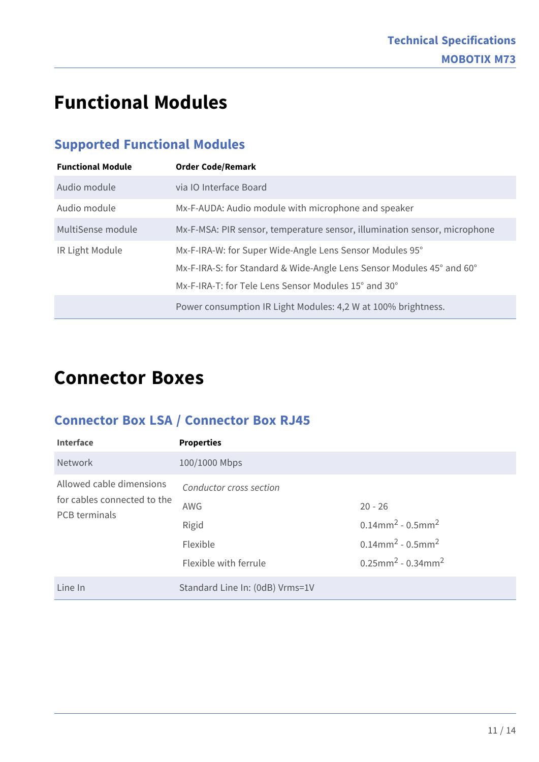# Functional Modules

## Supported Functional Modules

| Functional Module | Order Code/Remark |
|---|---|
| Audio module | via IO Interface Board |
| Audio module | Mx-F-AUDA: Audio module with microphone and speaker |
| MultiSense module | Mx-F-MSA: PIR sensor, temperature sensor, illumination sensor, microphone |
| IR Light Module | Mx-F-IRA-W: for Super Wide-Angle Lens Sensor Modules 95°<br>Mx-F-IRA-S: for Standard & Wide-Angle Lens Sensor Modules 45° and 60°<br>Mx-F-IRA-T: for Tele Lens Sensor Modules 15° and 30° |
| | Power consumption IR Light Modules: 4,2 W at 100% brightness. |

# Connector Boxes

## Connector Box LSA / Connector Box RJ45

| Interface | Properties | |
|---|---|---|
| Network | 100/1000 Mbps | |
| Allowed cable dimensions for cables connected to the PCB terminals | *Conductor cross section* | |
| | AWG | 20 - 26 |
| | Rigid | $0.14mm^2$ - $0.5mm^2$ |
| | Flexible | $0.14mm^2$ - $0.5mm^2$ |
| | Flexible with ferrule | $0.25mm^2$ - $0.34mm^2$ |
| Line In | Standard Line In: (0dB) Vrms=1V | |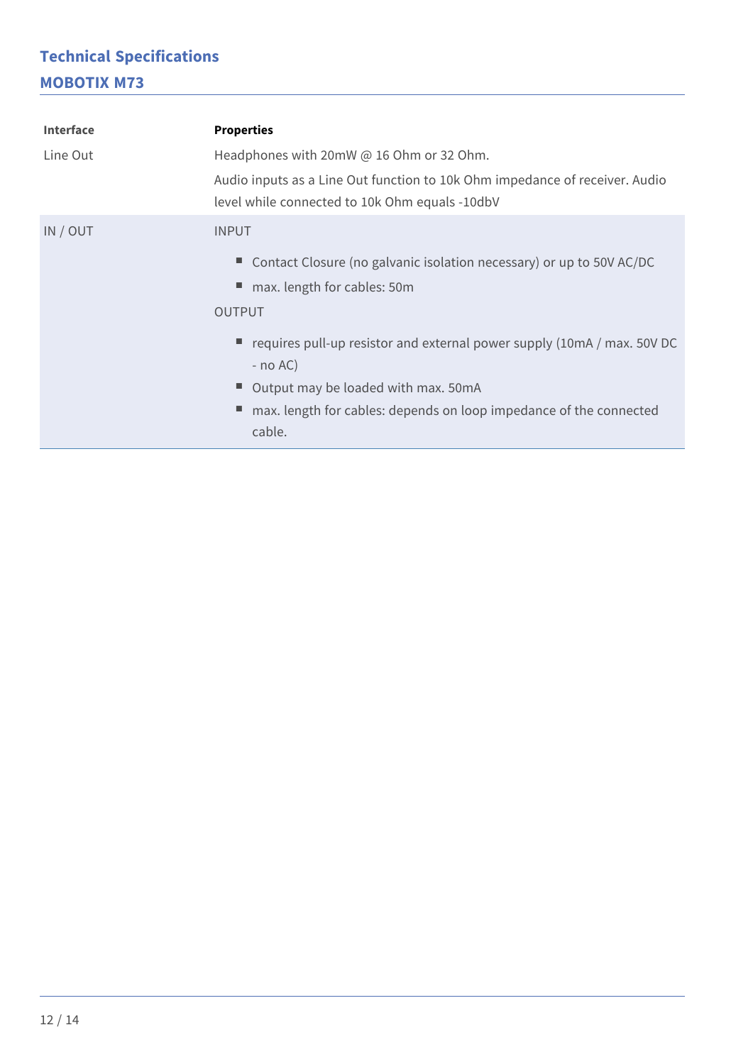| Interface | Properties |
|---|---|
| Line Out | Headphones with 20mW @ 16 Ohm or 32 Ohm.<br>Audio inputs as a Line Out function to 10k Ohm impedance of receiver. Audio level while connected to 10k Ohm equals -10dbV |
| IN / OUT | INPUT<br>▪ Contact Closure (no galvanic isolation necessary) or up to 50V AC/DC<br>▪ max. length for cables: 50m<br>OUTPUT<br>▪ requires pull-up resistor and external power supply (10mA / max. 50V DC - no AC)<br>▪ Output may be loaded with max. 50mA<br>▪ max. length for cables: depends on loop impedance of the connected cable. |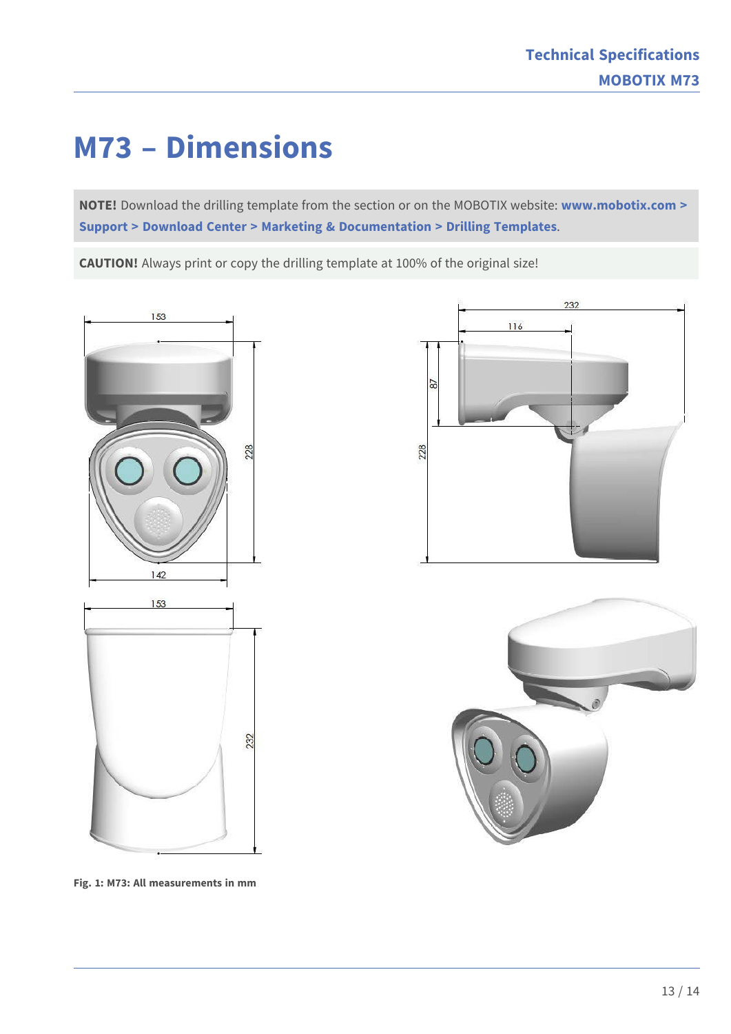# M73 – Dimensions

**NOTE!** Download the drilling template from the section or on the MOBOTIX website: **www.mobotix.com > Support > Download Center > Marketing & Documentation > Drilling Templates**.

**CAUTION!** Always print or copy the drilling template at 100% of the original size!

**Fig. 1: M73: All measurements in mm**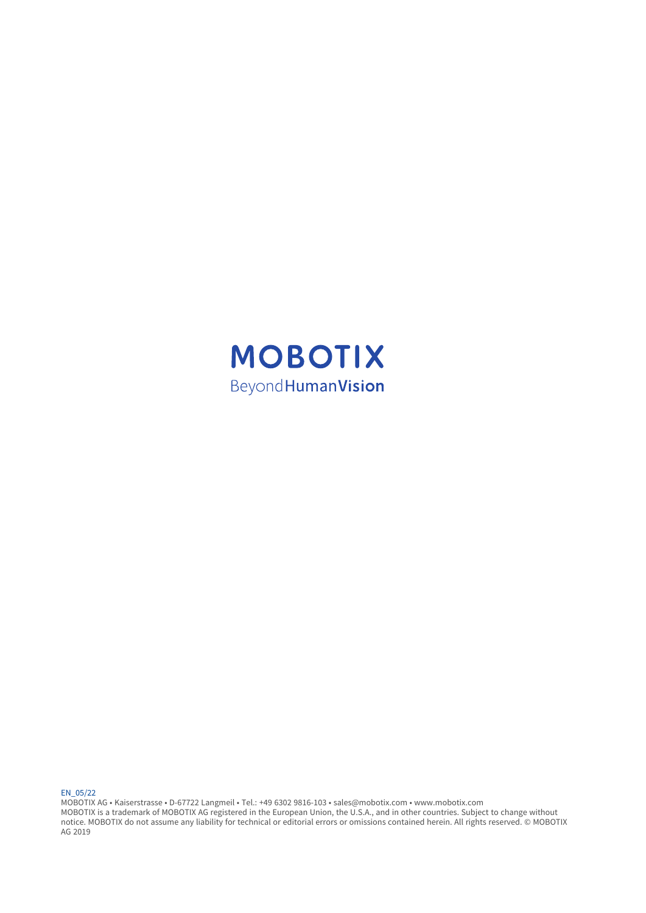**MOBOTIX**

BeyondHumanVision

EN_05/22

MOBOTIX AG • Kaiserstrasse • D-67722 Langmeil • Tel.: +49 6302 9816-103 • sales@mobotix.com • www.mobotix.com

MOBOTIX is a trademark of MOBOTIX AG registered in the European Union, the U.S.A., and in other countries. Subject to change without notice. MOBOTIX do not assume any liability for technical or editorial errors or omissions contained herein. All rights reserved. © MOBOTIX AG 2019